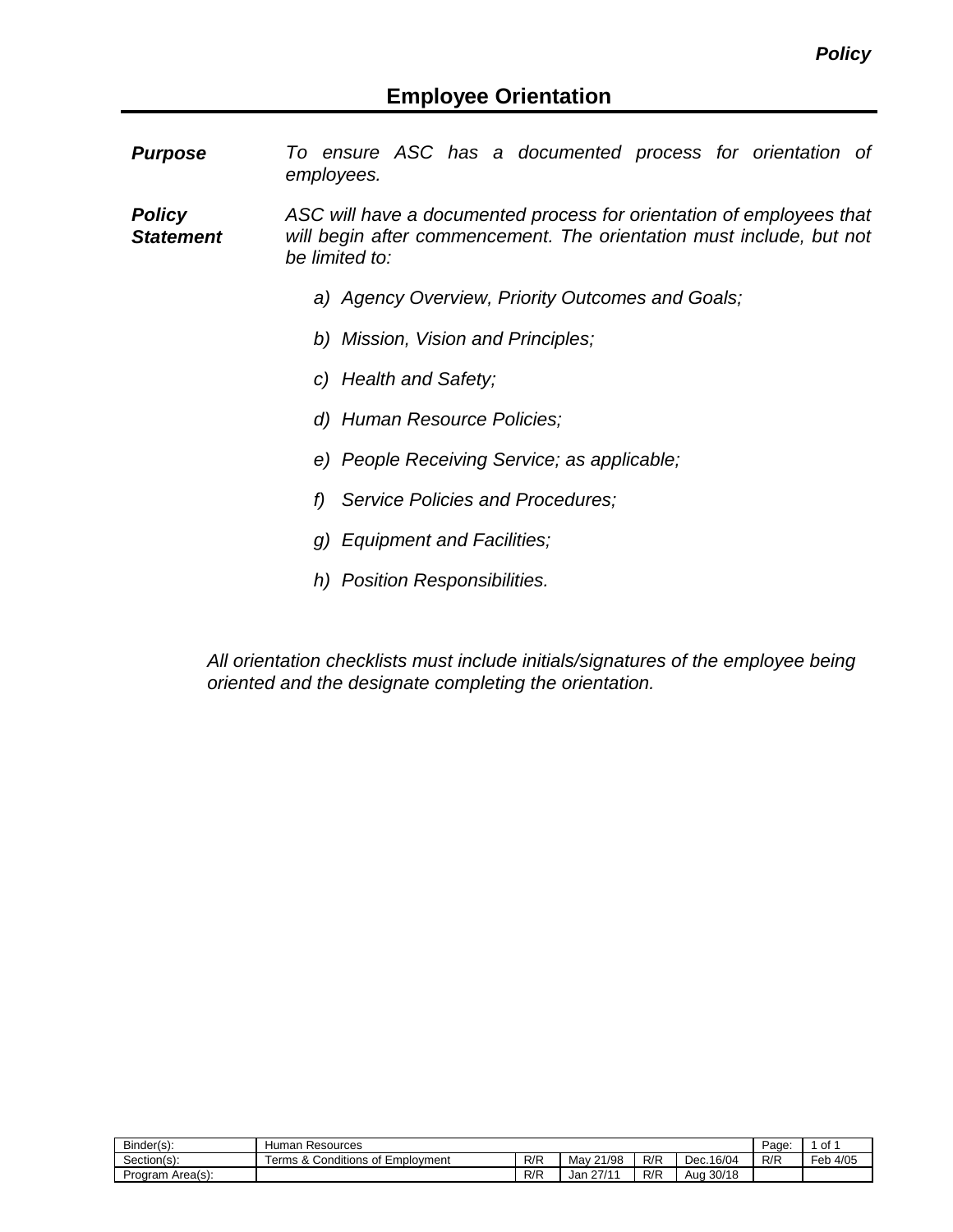***Policy***

## Employee Orientation

| | |
|---|---|
| ***Purpose*** | *To ensure ASC has a documented process for orientation of employees.* |
| ***Policy Statement*** | *ASC will have a documented process for orientation of employees that will begin after commencement. The orientation must include, but not be limited to:* |

*a) Agency Overview, Priority Outcomes and Goals;*

*b) Mission, Vision and Principles;*

*c) Health and Safety;*

*d) Human Resource Policies;*

*e) People Receiving Service; as applicable;*

*f) Service Policies and Procedures;*

*g) Equipment and Facilities;*

*h) Position Responsibilities.*

*All orientation checklists must include initials/signatures of the employee being oriented and the designate completing the orientation.*

| Binder(s): | Human Resources | | | | | Page: | 1 of 1 |
|---|---|---|---|---|---|---|---|
| Section(s): | Terms & Conditions of Employment | R/R | May 21/98 | R/R | Dec.16/04 | R/R | Feb 4/05 |
| Program Area(s): | | R/R | Jan 27/11 | R/R | Aug 30/18 | | |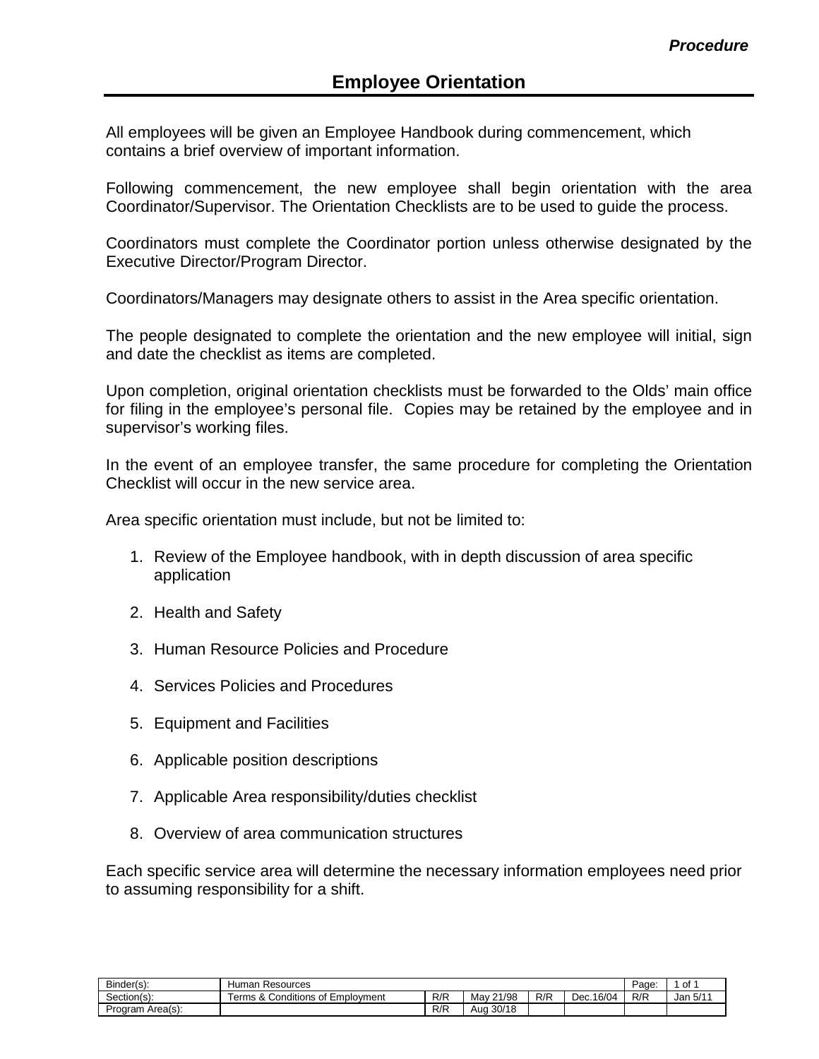# Employee Orientation

All employees will be given an Employee Handbook during commencement, which contains a brief overview of important information.

Following commencement, the new employee shall begin orientation with the area Coordinator/Supervisor. The Orientation Checklists are to be used to guide the process.

Coordinators must complete the Coordinator portion unless otherwise designated by the Executive Director/Program Director.

Coordinators/Managers may designate others to assist in the Area specific orientation.

The people designated to complete the orientation and the new employee will initial, sign and date the checklist as items are completed.

Upon completion, original orientation checklists must be forwarded to the Olds' main office for filing in the employee's personal file. Copies may be retained by the employee and in supervisor's working files.

In the event of an employee transfer, the same procedure for completing the Orientation Checklist will occur in the new service area.

Area specific orientation must include, but not be limited to:

1. Review of the Employee handbook, with in depth discussion of area specific application
2. Health and Safety
3. Human Resource Policies and Procedure
4. Services Policies and Procedures
5. Equipment and Facilities
6. Applicable position descriptions
7. Applicable Area responsibility/duties checklist
8. Overview of area communication structures

Each specific service area will determine the necessary information employees need prior to assuming responsibility for a shift.